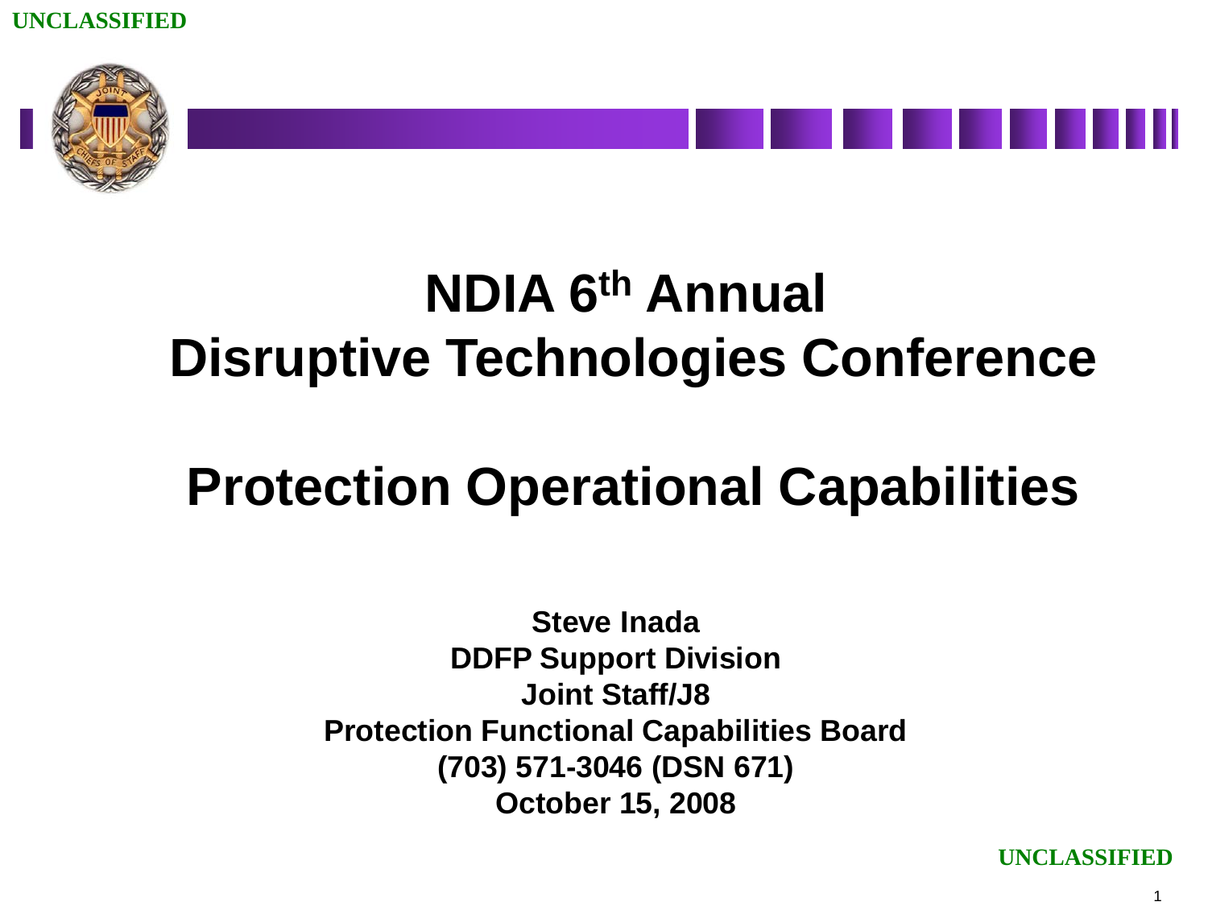UNCLASSIFIED

# NDIA 6th Annual Disruptive Technologies Conference

# Protection Operational Capabilities

**Steve Inada**
**DDFP Support Division**
**Joint Staff/J8**
**Protection Functional Capabilities Board**
**(703) 571-3046 (DSN 671)**
**October 15, 2008**

UNCLASSIFIED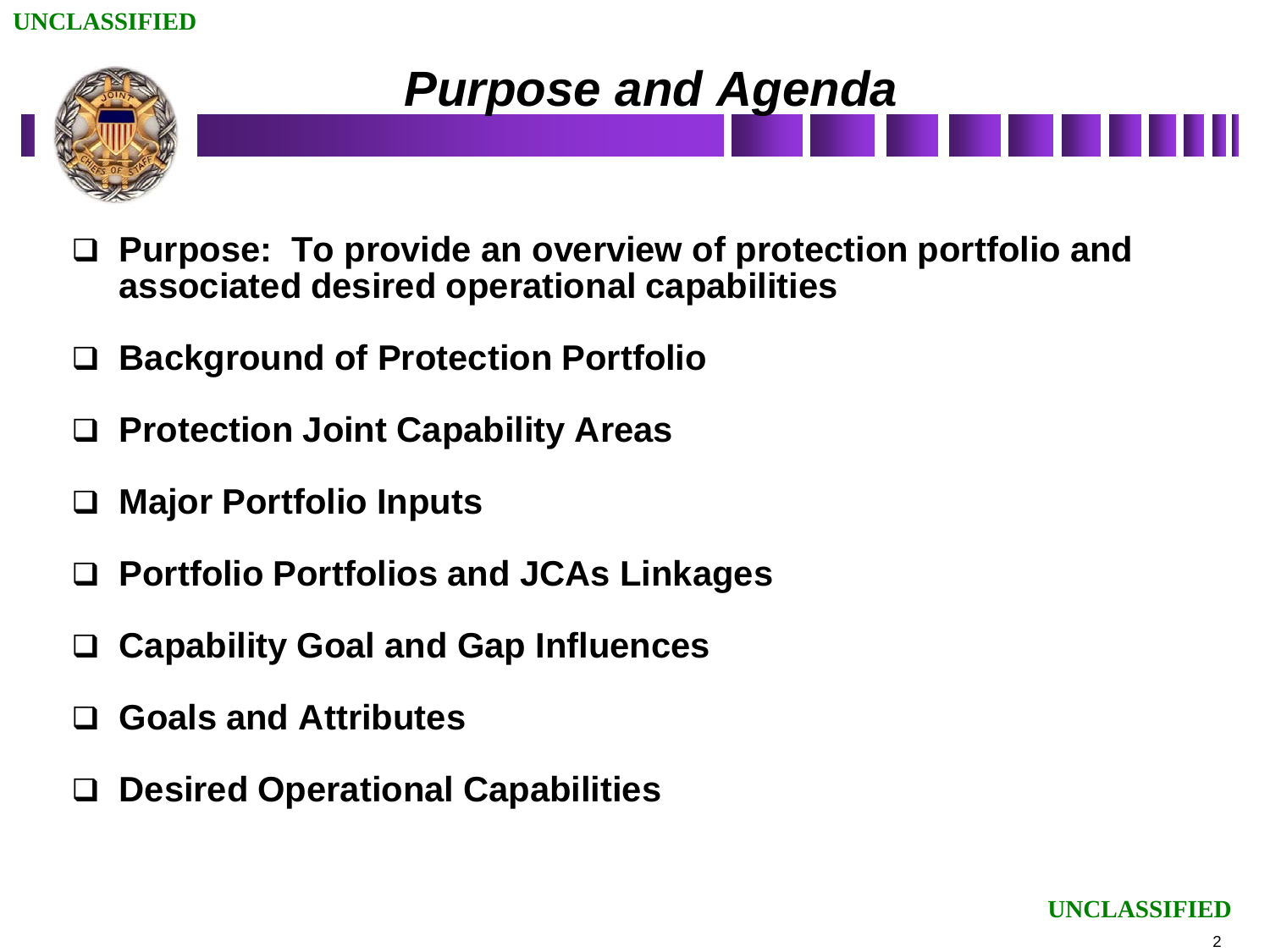# *Purpose and Agenda*

- **Purpose: To provide an overview of protection portfolio and associated desired operational capabilities**
- **Background of Protection Portfolio**
- **Protection Joint Capability Areas**
- **Major Portfolio Inputs**
- **Portfolio Portfolios and JCAs Linkages**
- **Capability Goal and Gap Influences**
- **Goals and Attributes**
- **Desired Operational Capabilities**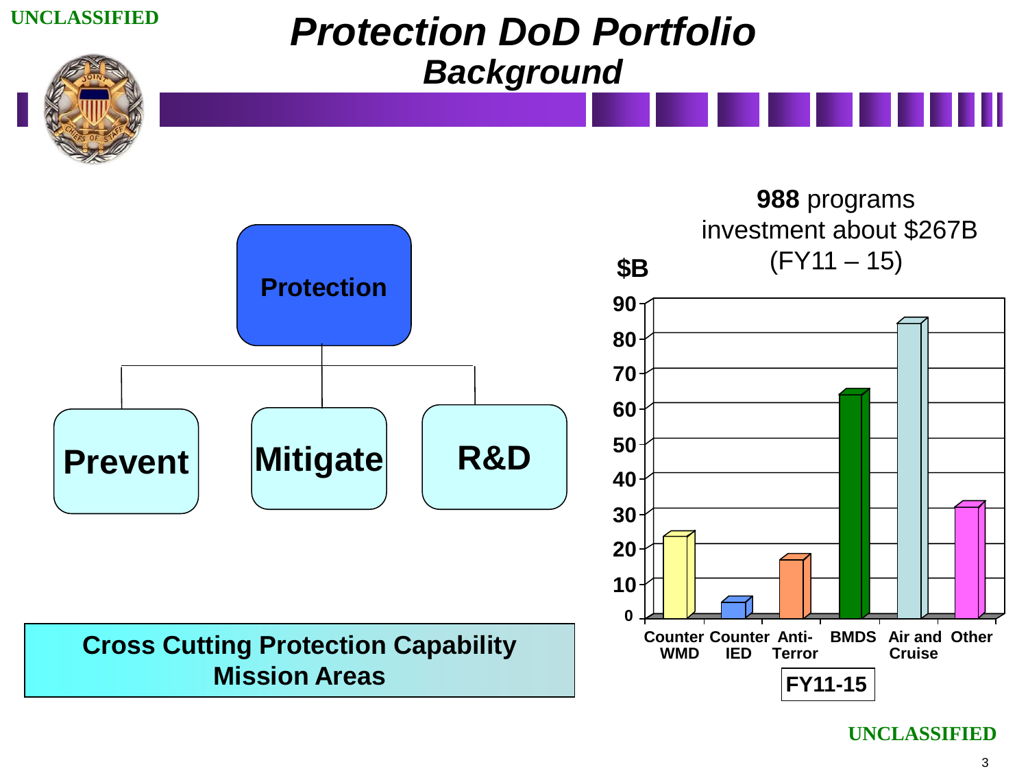# Protection DoD Portfolio

## Background

**Protection**

- **Prevent**
- **Mitigate**
- **R&D**

**Cross Cutting Protection Capability Mission Areas**

**988** programs investment about $267B (FY11 – 15)

$B

| Category | $B (approx.) |
|---|---|
| Counter WMD | 23 |
| Counter IED | 4 |
| Anti-Terror | 16 |
| BMDS | 63 |
| Air and Cruise | 84 |
| Other | 31 |

**FY11-15**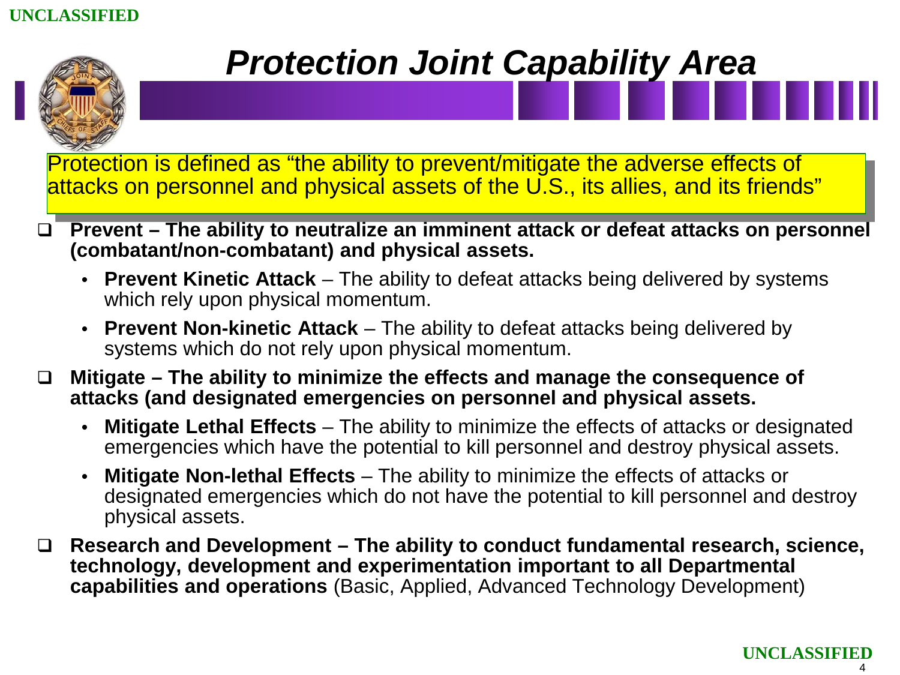# Protection Joint Capability Area

Protection is defined as "the ability to prevent/mitigate the adverse effects of attacks on personnel and physical assets of the U.S., its allies, and its friends"

- **Prevent – The ability to neutralize an imminent attack or defeat attacks on personnel (combatant/non-combatant) and physical assets.**
  - **Prevent Kinetic Attack** – The ability to defeat attacks being delivered by systems which rely upon physical momentum.
  - **Prevent Non-kinetic Attack** – The ability to defeat attacks being delivered by systems which do not rely upon physical momentum.
- **Mitigate – The ability to minimize the effects and manage the consequence of attacks (and designated emergencies on personnel and physical assets.**
  - **Mitigate Lethal Effects** – The ability to minimize the effects of attacks or designated emergencies which have the potential to kill personnel and destroy physical assets.
  - **Mitigate Non-lethal Effects** – The ability to minimize the effects of attacks or designated emergencies which do not have the potential to kill personnel and destroy physical assets.
- **Research and Development – The ability to conduct fundamental research, science, technology, development and experimentation important to all Departmental capabilities and operations** (Basic, Applied, Advanced Technology Development)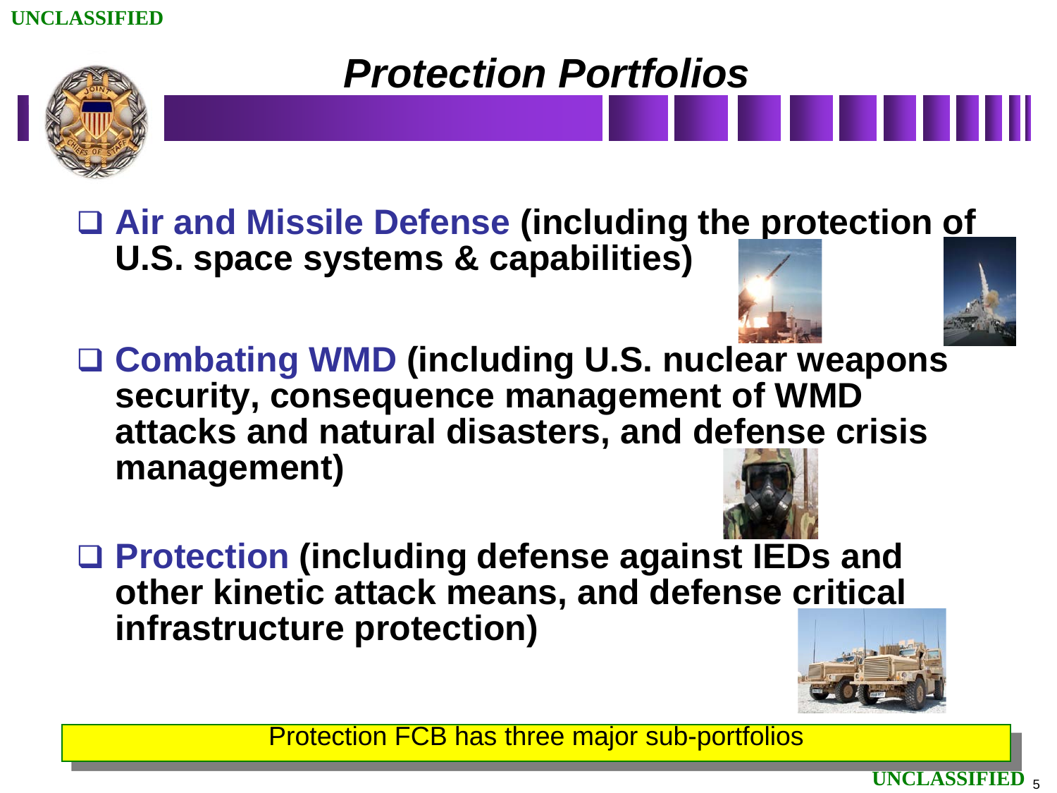# *Protection Portfolios*

- **Air and Missile Defense (including the protection of U.S. space systems & capabilities)**
- **Combating WMD (including U.S. nuclear weapons security, consequence management of WMD attacks and natural disasters, and defense crisis management)**
- **Protection (including defense against IEDs and other kinetic attack means, and defense critical infrastructure protection)**

Protection FCB has three major sub-portfolios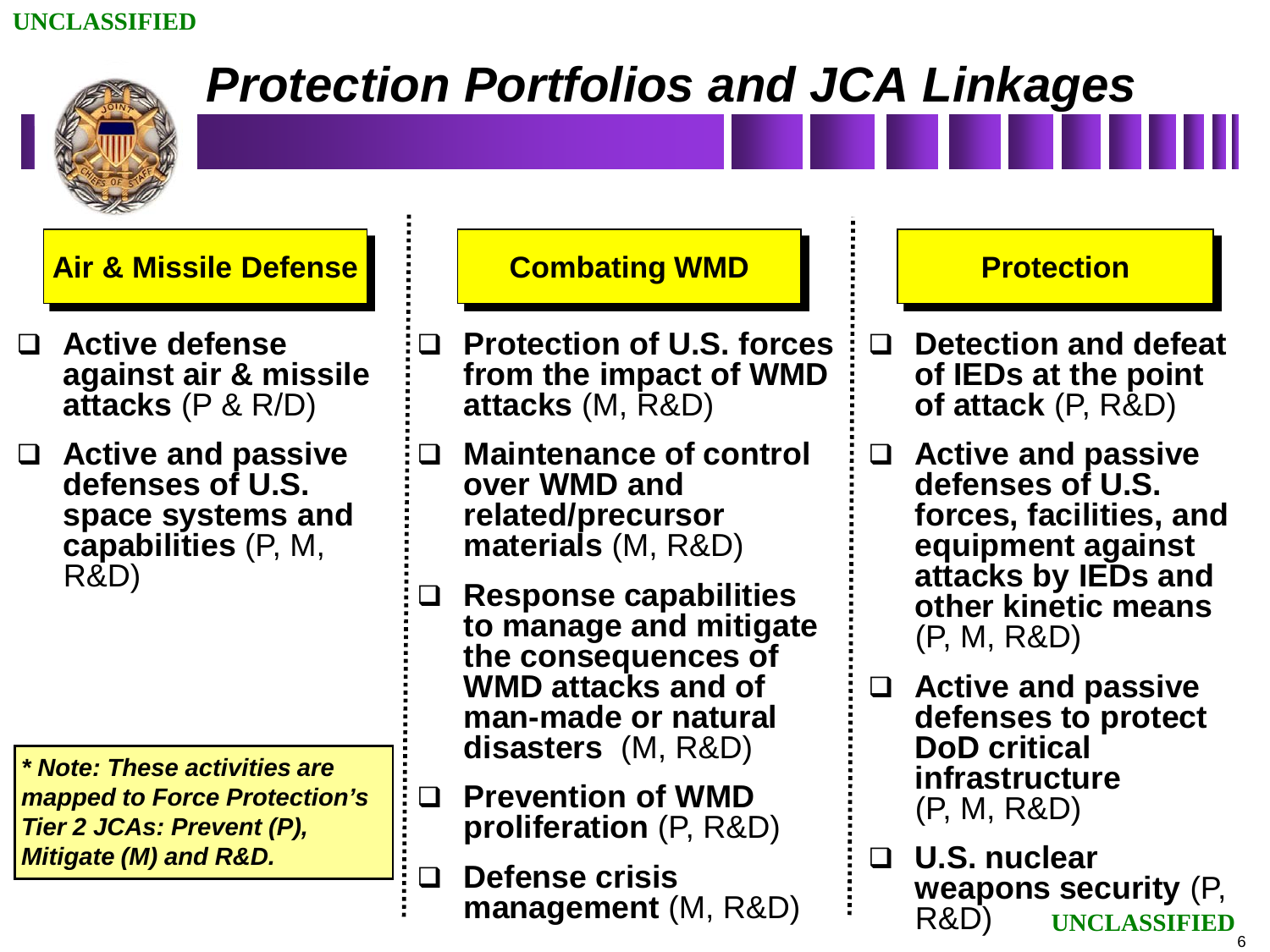# Protection Portfolios and JCA Linkages

## Air & Missile Defense

- **Active defense against air & missile attacks** (P & R/D)
- **Active and passive defenses of U.S. space systems and capabilities** (P, M, R&D)

***\* Note: These activities are mapped to Force Protection's Tier 2 JCAs: Prevent (P), Mitigate (M) and R&D.***

## Combating WMD

- **Protection of U.S. forces from the impact of WMD attacks** (M, R&D)
- **Maintenance of control over WMD and related/precursor materials** (M, R&D)
- **Response capabilities to manage and mitigate the consequences of WMD attacks and of man-made or natural disasters** (M, R&D)
- **Prevention of WMD proliferation** (P, R&D)
- **Defense crisis management** (M, R&D)

## Protection

- **Detection and defeat of IEDs at the point of attack** (P, R&D)
- **Active and passive defenses of U.S. forces, facilities, and equipment against attacks by IEDs and other kinetic means** (P, M, R&D)
- **Active and passive defenses to protect DoD critical infrastructure** (P, M, R&D)
- **U.S. nuclear weapons security** (P, R&D)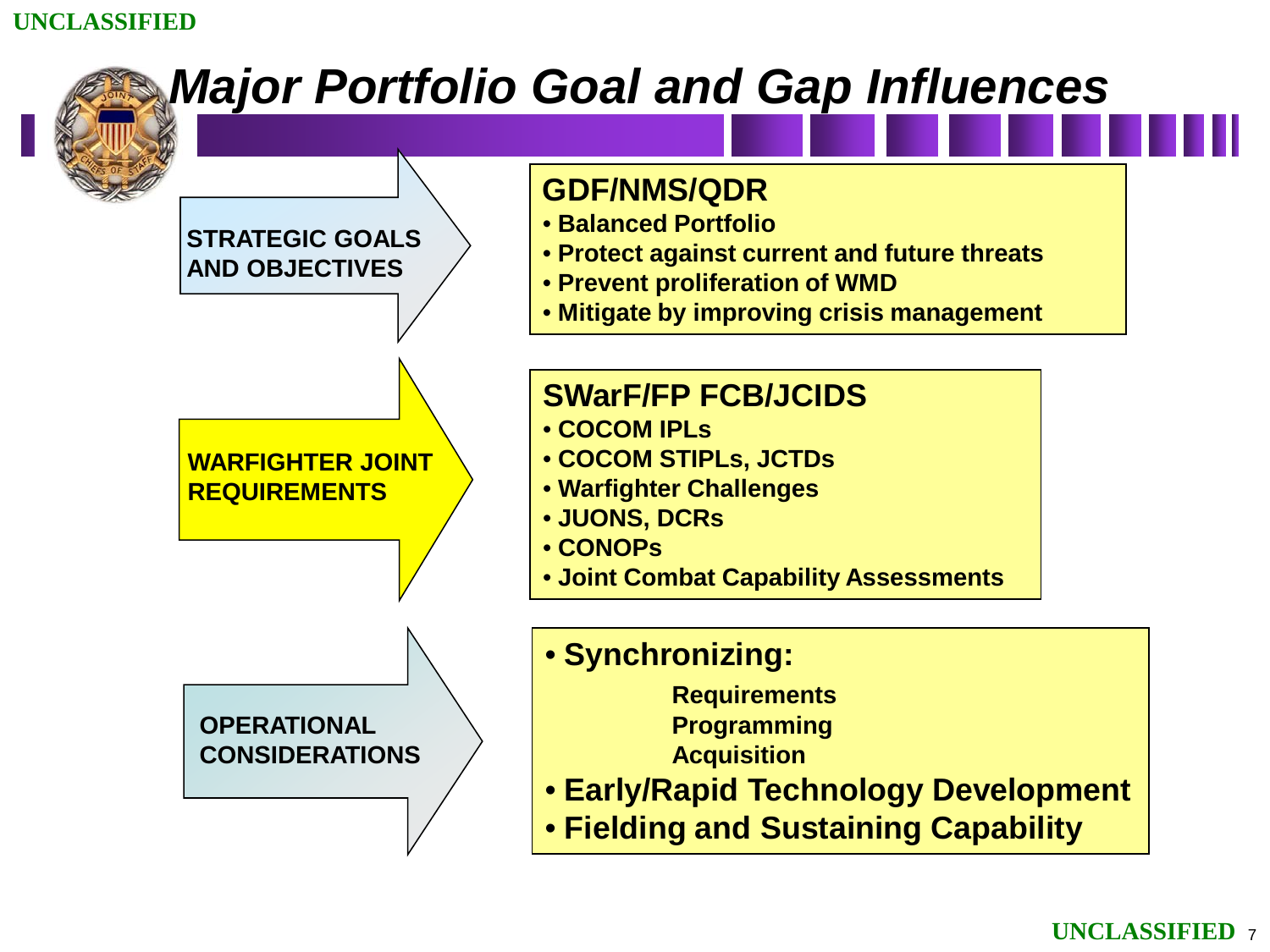# Major Portfolio Goal and Gap Influences

**STRATEGIC GOALS AND OBJECTIVES**

**GDF/NMS/QDR**
- Balanced Portfolio
- Protect against current and future threats
- Prevent proliferation of WMD
- Mitigate by improving crisis management

**WARFIGHTER JOINT REQUIREMENTS**

**SWarF/FP FCB/JCIDS**
- COCOM IPLs
- COCOM STIPLs, JCTDs
- Warfighter Challenges
- JUONS, DCRs
- CONOPs
- Joint Combat Capability Assessments

**OPERATIONAL CONSIDERATIONS**

- **Synchronizing:**
  - Requirements
  - Programming
  - Acquisition
- **Early/Rapid Technology Development**
- **Fielding and Sustaining Capability**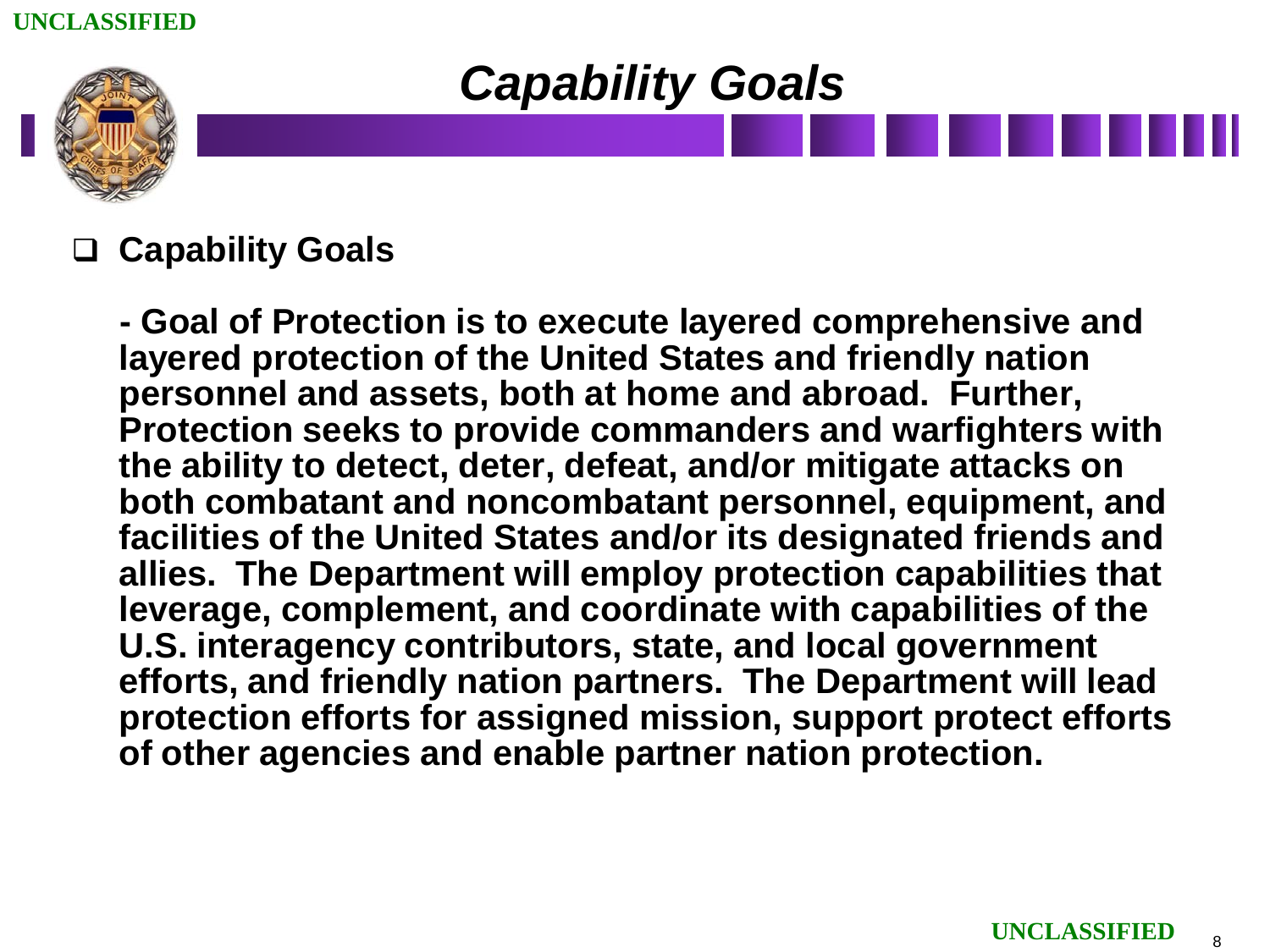# *Capability Goals*

- **Capability Goals**

  **- Goal of Protection is to execute layered comprehensive and layered protection of the United States and friendly nation personnel and assets, both at home and abroad. Further, Protection seeks to provide commanders and warfighters with the ability to detect, deter, defeat, and/or mitigate attacks on both combatant and noncombatant personnel, equipment, and facilities of the United States and/or its designated friends and allies. The Department will employ protection capabilities that leverage, complement, and coordinate with capabilities of the U.S. interagency contributors, state, and local government efforts, and friendly nation partners. The Department will lead protection efforts for assigned mission, support protect efforts of other agencies and enable partner nation protection.**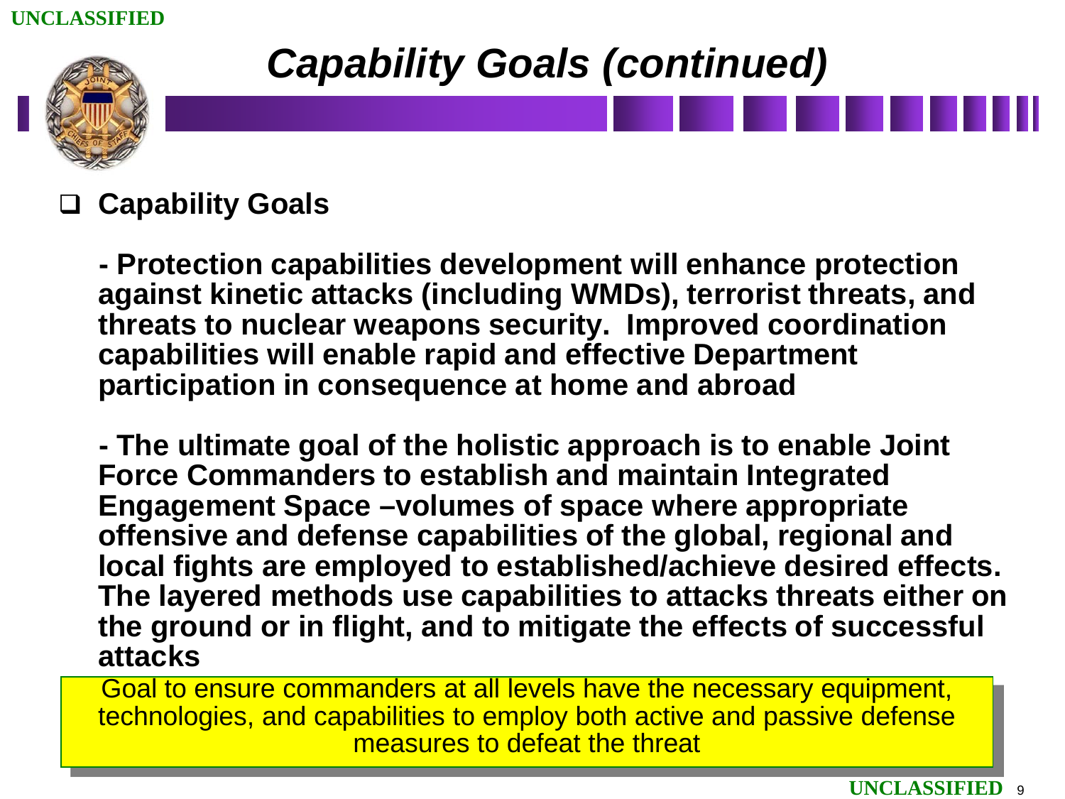# Capability Goals (continued)

- **Capability Goals**

  **- Protection capabilities development will enhance protection against kinetic attacks (including WMDs), terrorist threats, and threats to nuclear weapons security. Improved coordination capabilities will enable rapid and effective Department participation in consequence at home and abroad**

  **- The ultimate goal of the holistic approach is to enable Joint Force Commanders to establish and maintain Integrated Engagement Space –volumes of space where appropriate offensive and defense capabilities of the global, regional and local fights are employed to established/achieve desired effects. The layered methods use capabilities to attacks threats either on the ground or in flight, and to mitigate the effects of successful attacks**

Goal to ensure commanders at all levels have the necessary equipment, technologies, and capabilities to employ both active and passive defense measures to defeat the threat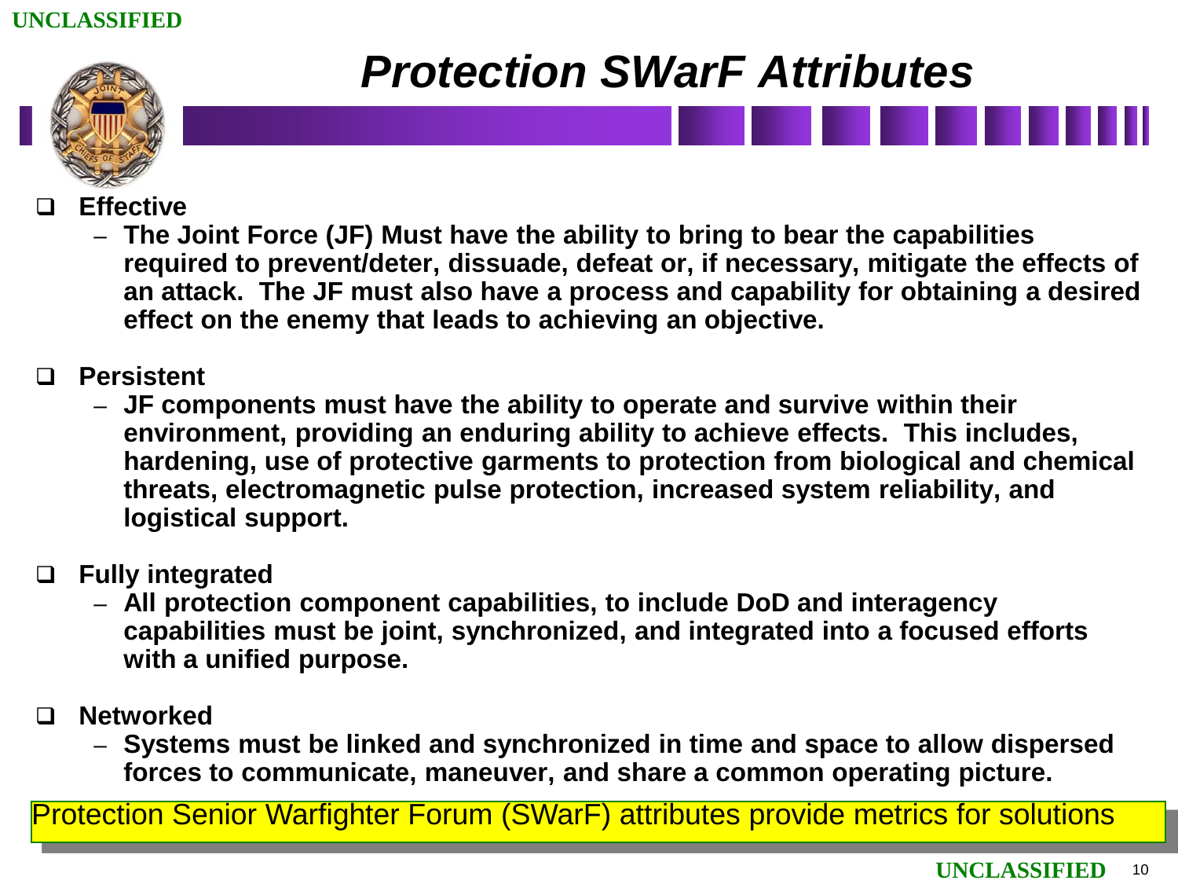# Protection SWarF Attributes

- **Effective**
  - **The Joint Force (JF) Must have the ability to bring to bear the capabilities required to prevent/deter, dissuade, defeat or, if necessary, mitigate the effects of an attack. The JF must also have a process and capability for obtaining a desired effect on the enemy that leads to achieving an objective.**

- **Persistent**
  - **JF components must have the ability to operate and survive within their environment, providing an enduring ability to achieve effects. This includes, hardening, use of protective garments to protection from biological and chemical threats, electromagnetic pulse protection, increased system reliability, and logistical support.**

- **Fully integrated**
  - **All protection component capabilities, to include DoD and interagency capabilities must be joint, synchronized, and integrated into a focused efforts with a unified purpose.**

- **Networked**
  - **Systems must be linked and synchronized in time and space to allow dispersed forces to communicate, maneuver, and share a common operating picture.**

Protection Senior Warfighter Forum (SWarF) attributes provide metrics for solutions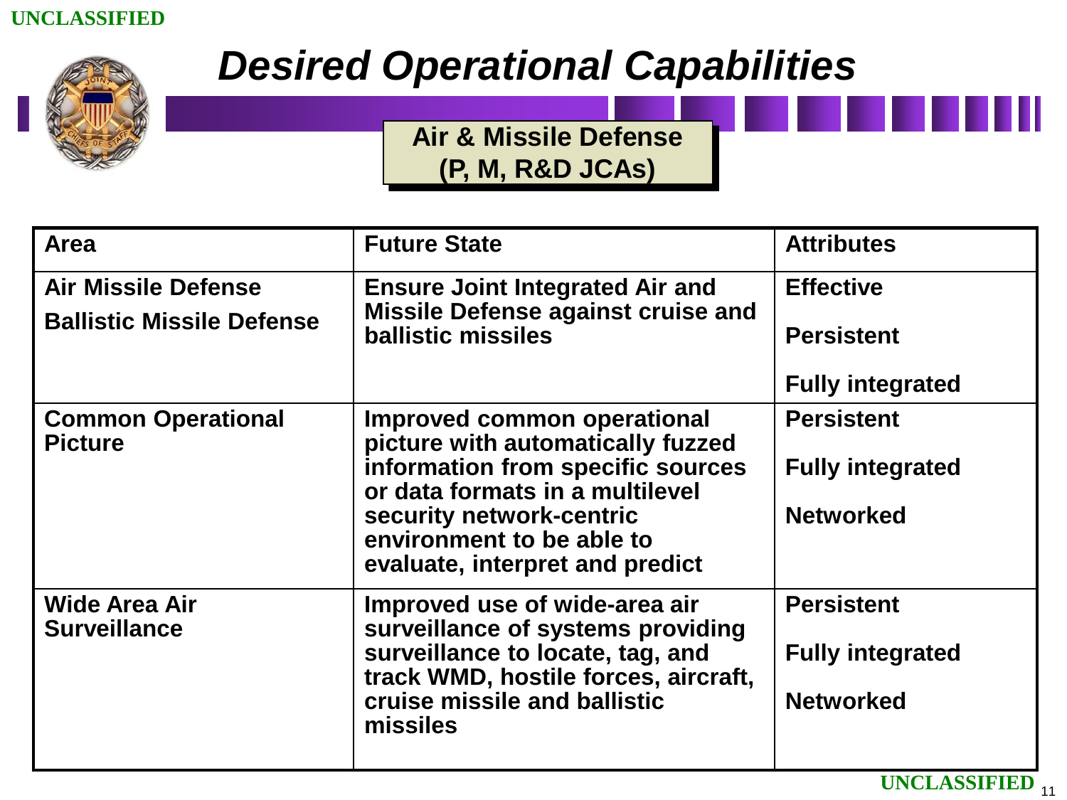# Desired Operational Capabilities

**Air & Missile Defense (P, M, R&D JCAs)**

| Area | Future State | Attributes |
|---|---|---|
| Air Missile Defense<br>Ballistic Missile Defense | Ensure Joint Integrated Air and Missile Defense against cruise and ballistic missiles | Effective<br>Persistent<br>Fully integrated |
| Common Operational Picture | Improved common operational picture with automatically fuzzed information from specific sources or data formats in a multilevel security network-centric environment to be able to evaluate, interpret and predict | Persistent<br>Fully integrated<br>Networked |
| Wide Area Air Surveillance | Improved use of wide-area air surveillance of systems providing surveillance to locate, tag, and track WMD, hostile forces, aircraft, cruise missile and ballistic missiles | Persistent<br>Fully integrated<br>Networked |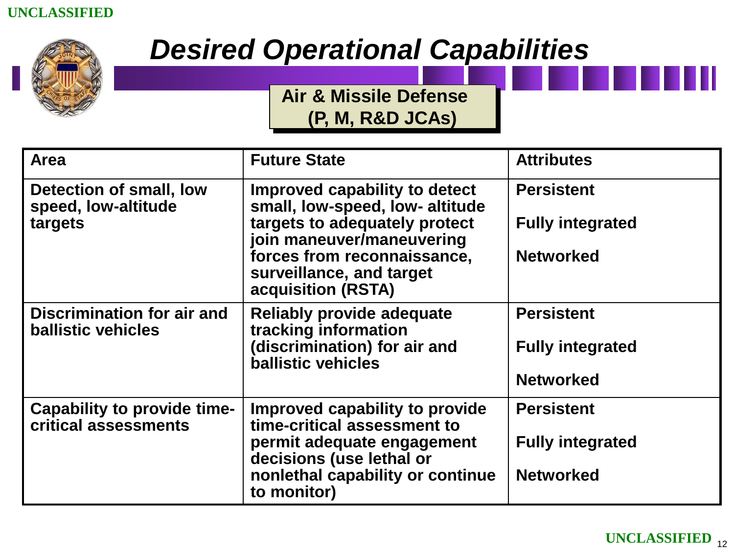# Desired Operational Capabilities

**Air & Missile Defense (P, M, R&D JCAs)**

| Area | Future State | Attributes |
|---|---|---|
| Detection of small, low speed, low-altitude targets | Improved capability to detect small, low-speed, low- altitude targets to adequately protect join maneuver/maneuvering forces from reconnaissance, surveillance, and target acquisition (RSTA) | Persistent<br><br>Fully integrated<br><br>Networked |
| Discrimination for air and ballistic vehicles | Reliably provide adequate tracking information (discrimination) for air and ballistic vehicles | Persistent<br><br>Fully integrated<br><br>Networked |
| Capability to provide time-critical assessments | Improved capability to provide time-critical assessment to permit adequate engagement decisions (use lethal or nonlethal capability or continue to monitor) | Persistent<br><br>Fully integrated<br><br>Networked |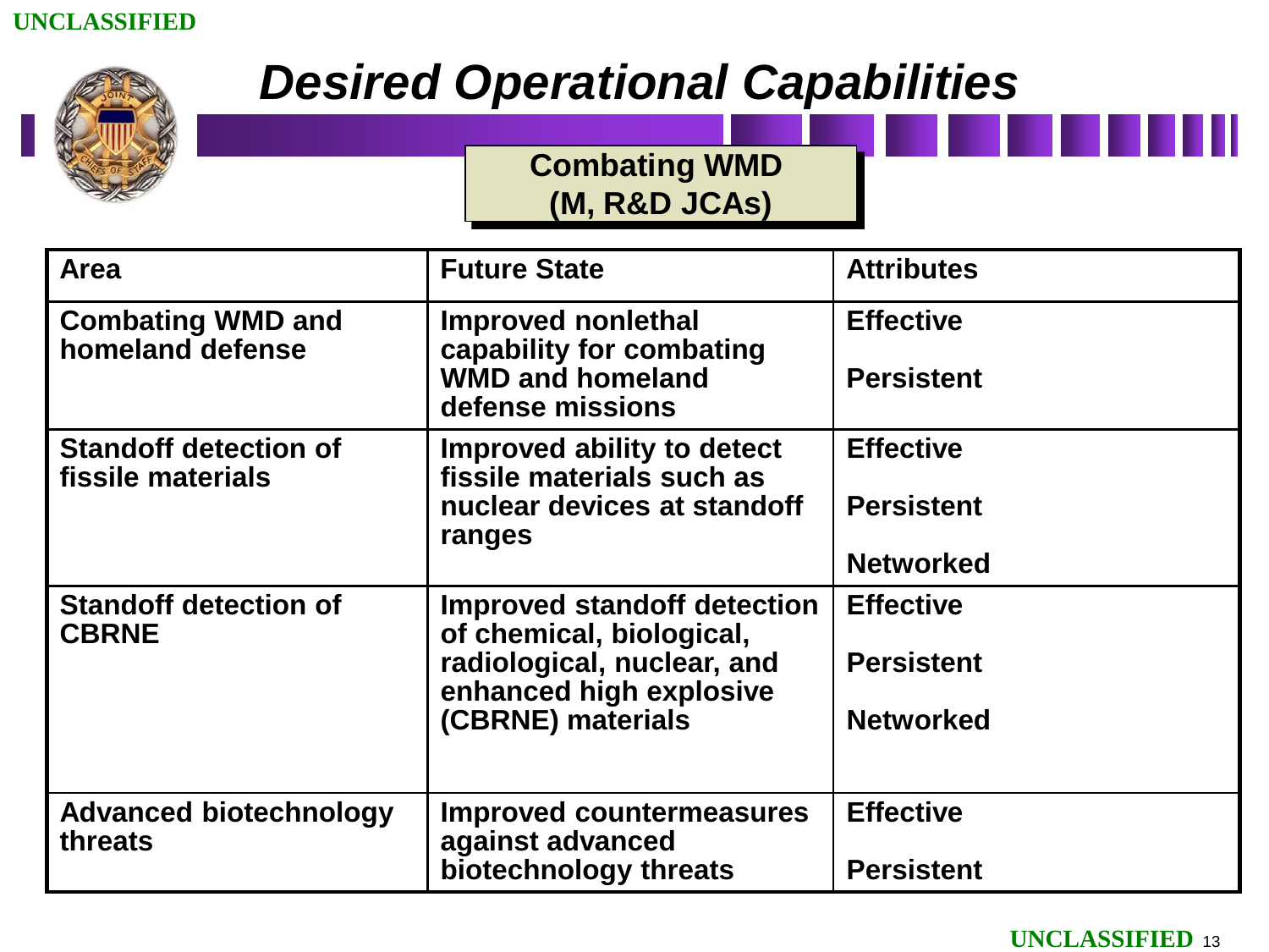# Desired Operational Capabilities

## Combating WMD (M, R&D JCAs)

| Area | Future State | Attributes |
| --- | --- | --- |
| Combating WMD and homeland defense | Improved nonlethal capability for combating WMD and homeland defense missions | Effective<br><br>Persistent |
| Standoff detection of fissile materials | Improved ability to detect fissile materials such as nuclear devices at standoff ranges | Effective<br><br>Persistent<br><br>Networked |
| Standoff detection of CBRNE | Improved standoff detection of chemical, biological, radiological, nuclear, and enhanced high explosive (CBRNE) materials | Effective<br><br>Persistent<br><br>Networked |
| Advanced biotechnology threats | Improved countermeasures against advanced biotechnology threats | Effective<br><br>Persistent |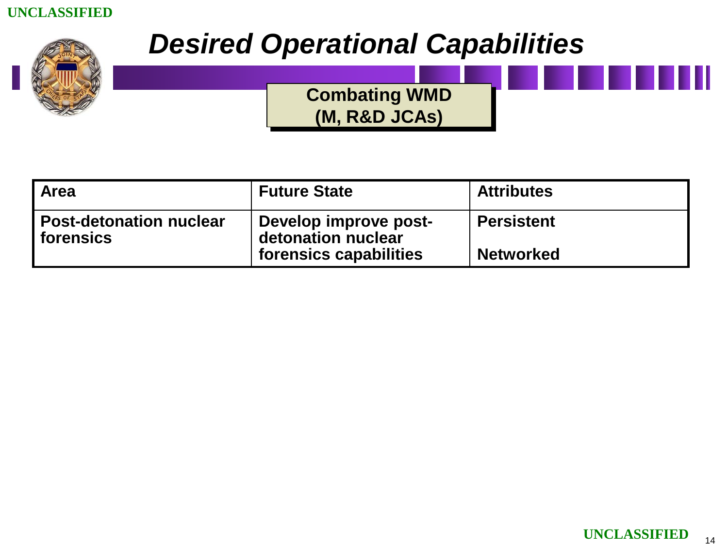# *Desired Operational Capabilities*

**Combating WMD (M, R&D JCAs)**

| Area | Future State | Attributes |
|---|---|---|
| Post-detonation nuclear forensics | Develop improve post-detonation nuclear forensics capabilities | Persistent<br><br>Networked |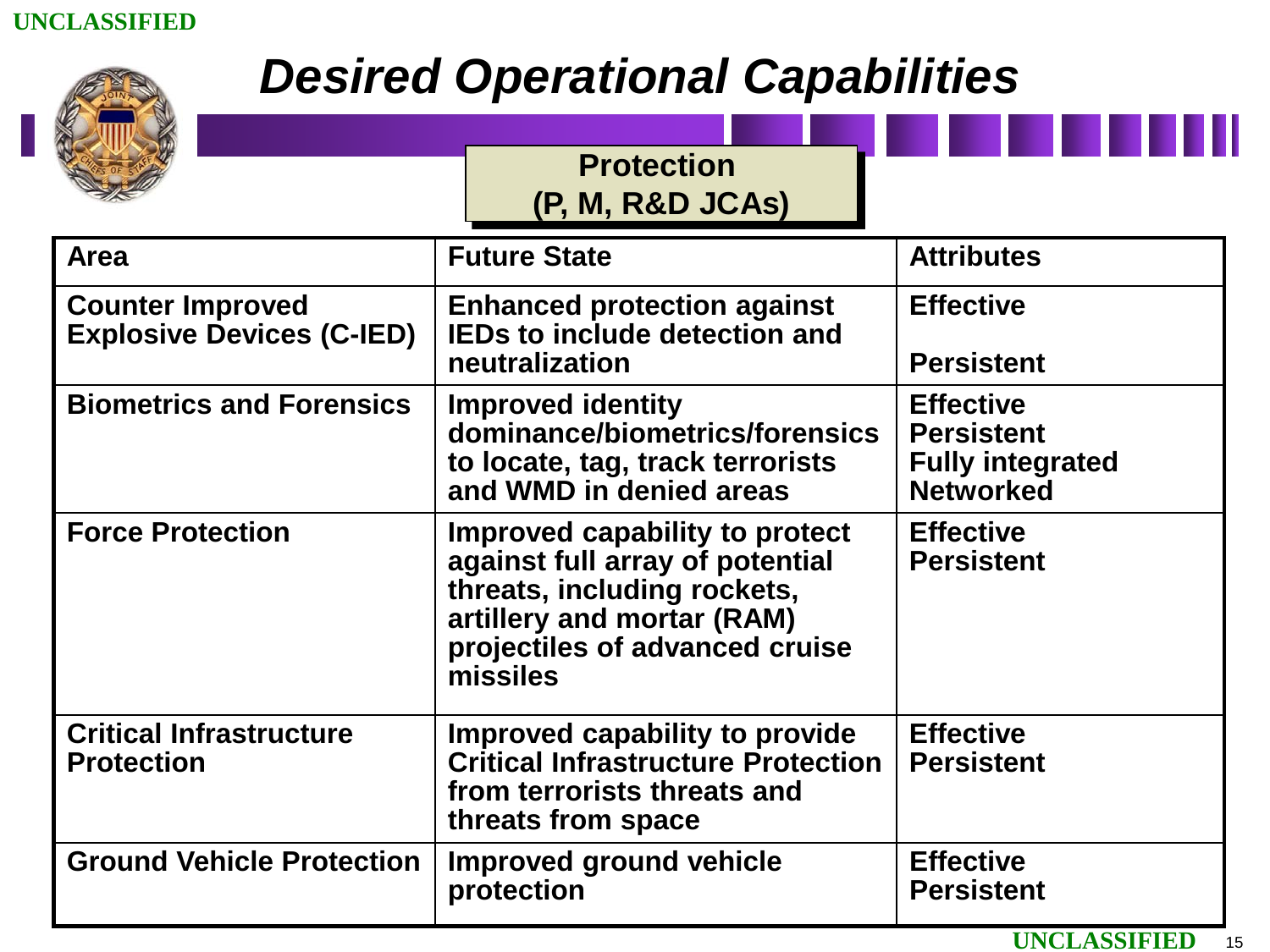# *Desired Operational Capabilities*

## Protection (P, M, R&D JCAs)

| Area | Future State | Attributes |
|---|---|---|
| Counter Improved Explosive Devices (C-IED) | Enhanced protection against IEDs to include detection and neutralization | Effective<br><br>Persistent |
| Biometrics and Forensics | Improved identity dominance/biometrics/forensics to locate, tag, track terrorists and WMD in denied areas | Effective<br>Persistent<br>Fully integrated<br>Networked |
| Force Protection | Improved capability to protect against full array of potential threats, including rockets, artillery and mortar (RAM) projectiles of advanced cruise missiles | Effective<br>Persistent |
| Critical Infrastructure Protection | Improved capability to provide Critical Infrastructure Protection from terrorists threats and threats from space | Effective<br>Persistent |
| Ground Vehicle Protection | Improved ground vehicle protection | Effective<br>Persistent |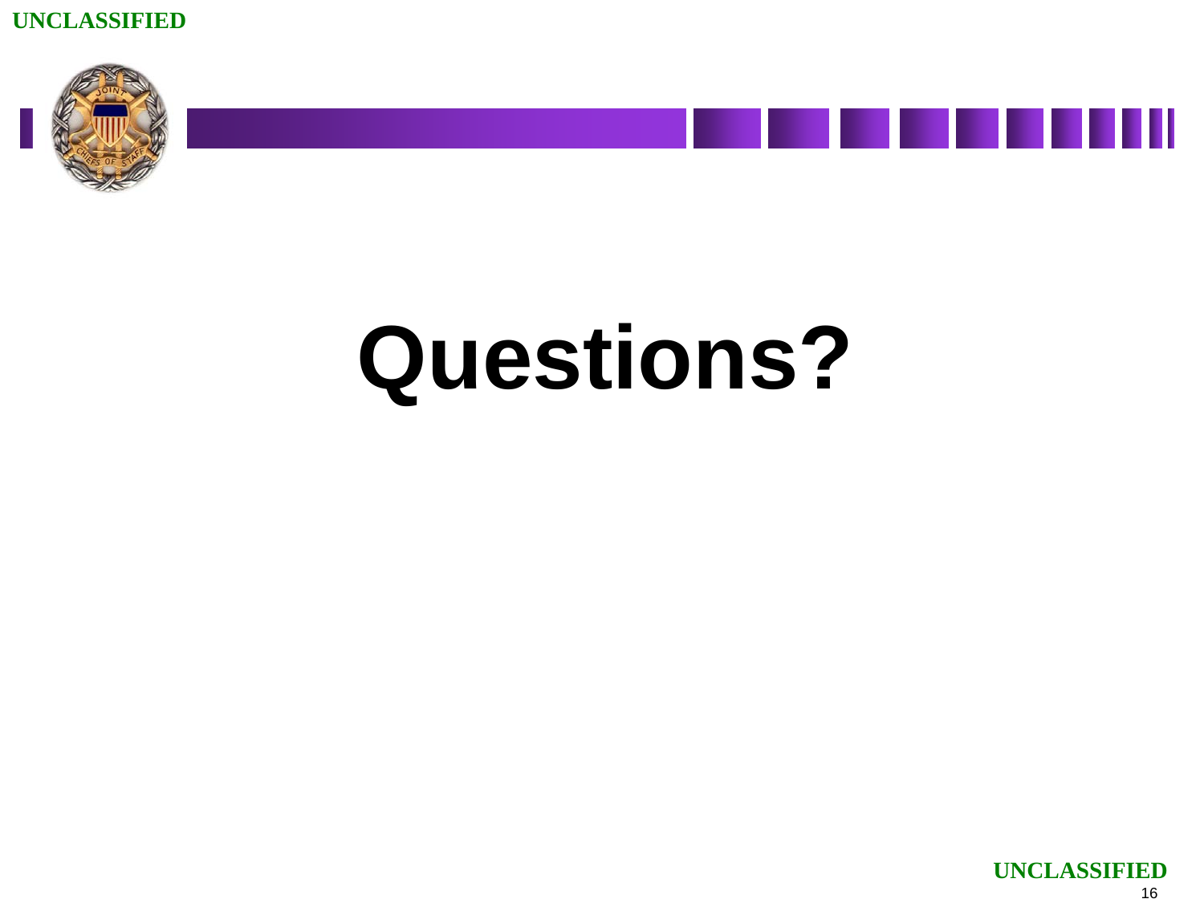# Questions?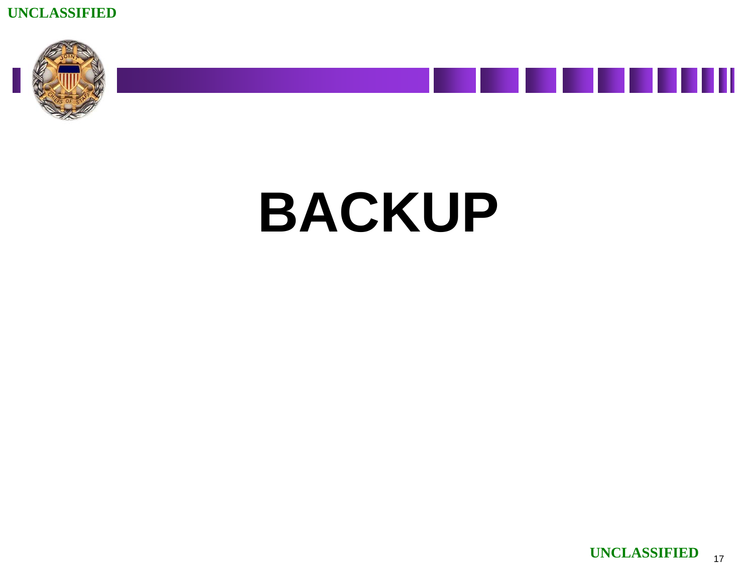# BACKUP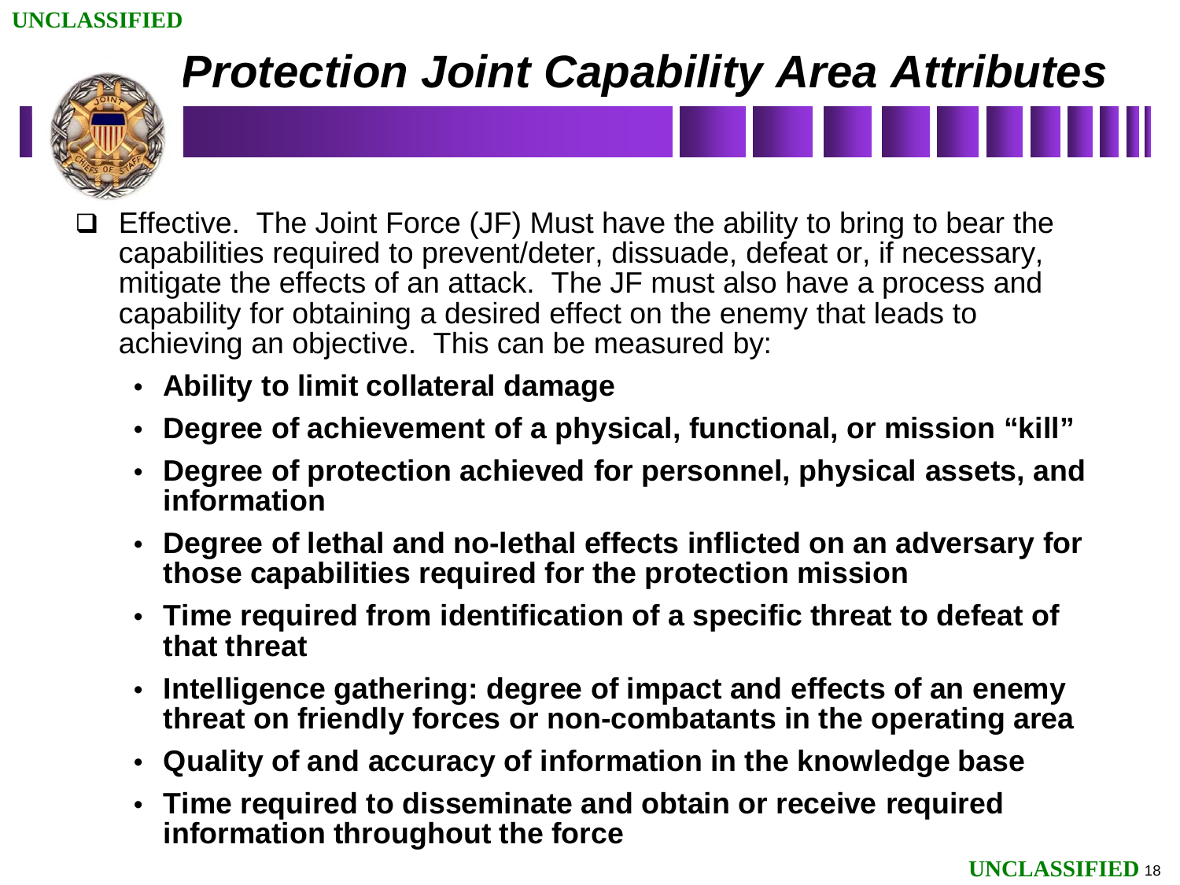# *Protection Joint Capability Area Attributes*

- Effective. The Joint Force (JF) Must have the ability to bring to bear the capabilities required to prevent/deter, dissuade, defeat or, if necessary, mitigate the effects of an attack. The JF must also have a process and capability for obtaining a desired effect on the enemy that leads to achieving an objective. This can be measured by:
  - **Ability to limit collateral damage**
  - **Degree of achievement of a physical, functional, or mission "kill"**
  - **Degree of protection achieved for personnel, physical assets, and information**
  - **Degree of lethal and no-lethal effects inflicted on an adversary for those capabilities required for the protection mission**
  - **Time required from identification of a specific threat to defeat of that threat**
  - **Intelligence gathering: degree of impact and effects of an enemy threat on friendly forces or non-combatants in the operating area**
  - **Quality of and accuracy of information in the knowledge base**
  - **Time required to disseminate and obtain or receive required information throughout the force**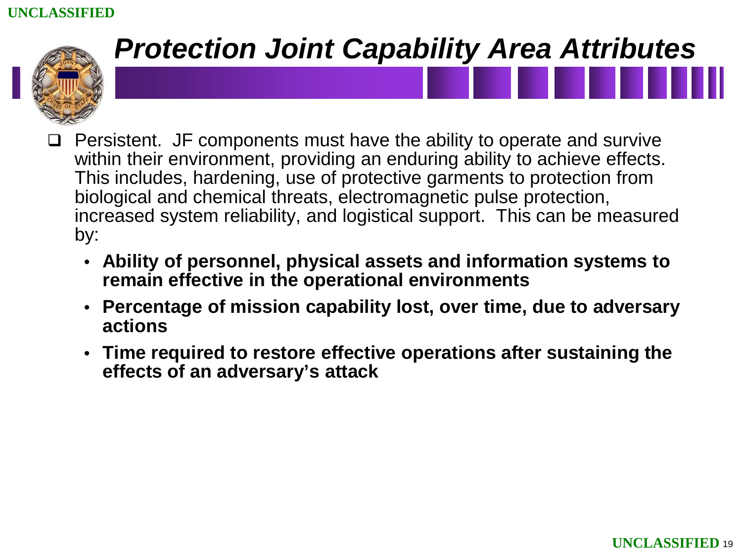# *Protection Joint Capability Area Attributes*

- Persistent. JF components must have the ability to operate and survive within their environment, providing an enduring ability to achieve effects. This includes, hardening, use of protective garments to protection from biological and chemical threats, electromagnetic pulse protection, increased system reliability, and logistical support. This can be measured by:
  - **Ability of personnel, physical assets and information systems to remain effective in the operational environments**
  - **Percentage of mission capability lost, over time, due to adversary actions**
  - **Time required to restore effective operations after sustaining the effects of an adversary's attack**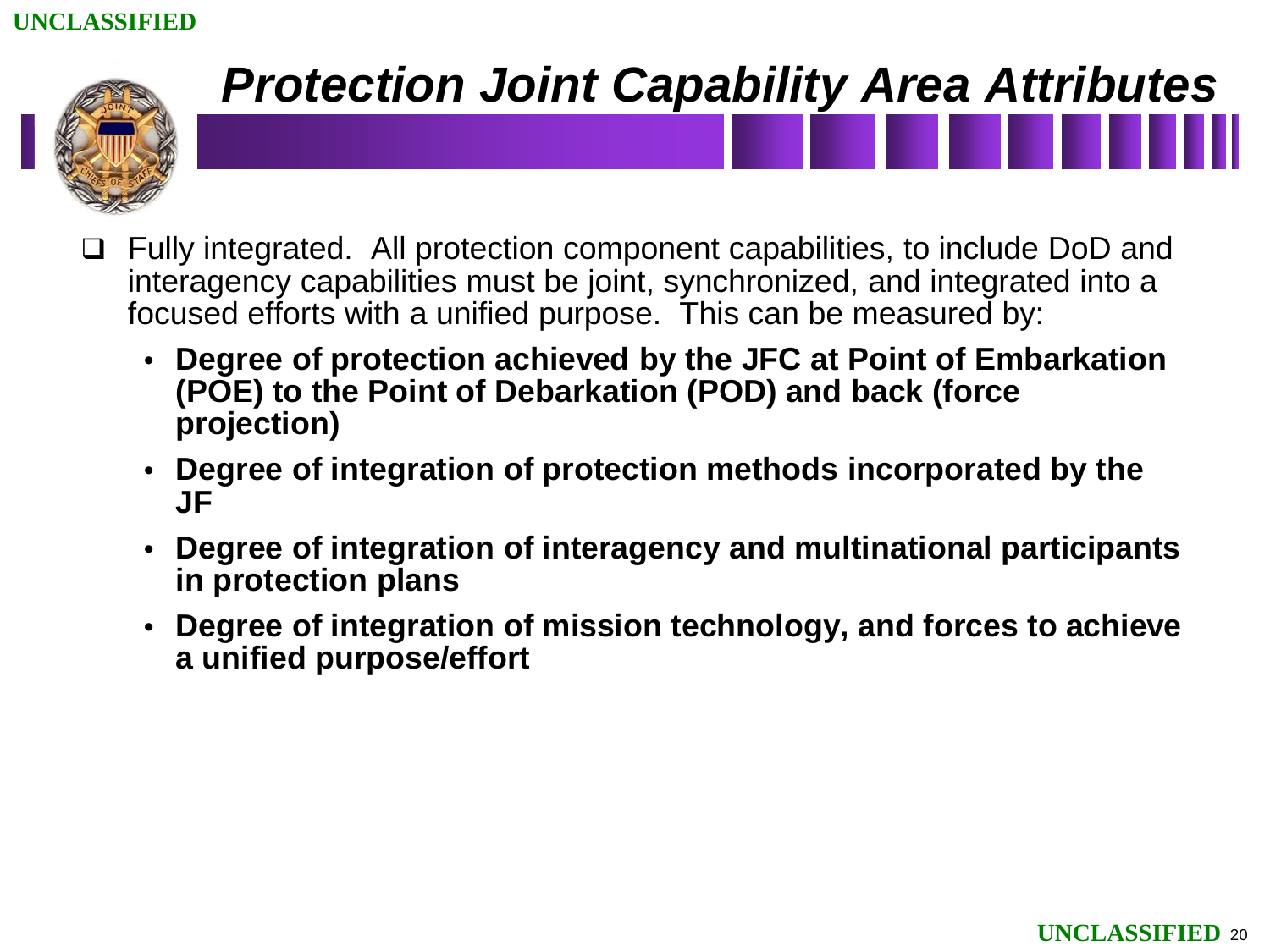# *Protection Joint Capability Area Attributes*

- Fully integrated. All protection component capabilities, to include DoD and interagency capabilities must be joint, synchronized, and integrated into a focused efforts with a unified purpose. This can be measured by:
  - **Degree of protection achieved by the JFC at Point of Embarkation (POE) to the Point of Debarkation (POD) and back (force projection)**
  - **Degree of integration of protection methods incorporated by the JF**
  - **Degree of integration of interagency and multinational participants in protection plans**
  - **Degree of integration of mission technology, and forces to achieve a unified purpose/effort**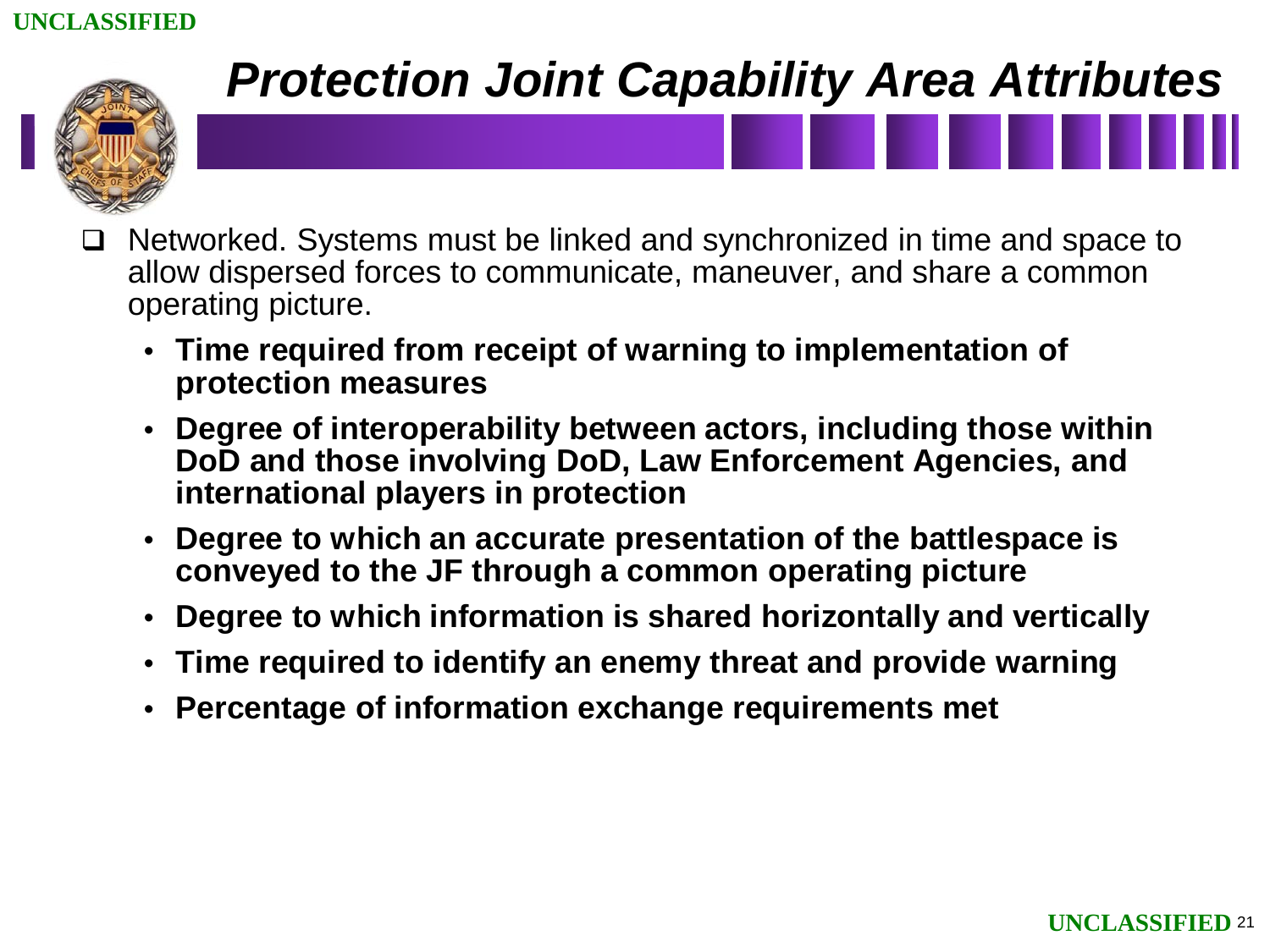# *Protection Joint Capability Area Attributes*

- Networked. Systems must be linked and synchronized in time and space to allow dispersed forces to communicate, maneuver, and share a common operating picture.
  - **Time required from receipt of warning to implementation of protection measures**
  - **Degree of interoperability between actors, including those within DoD and those involving DoD, Law Enforcement Agencies, and international players in protection**
  - **Degree to which an accurate presentation of the battlespace is conveyed to the JF through a common operating picture**
  - **Degree to which information is shared horizontally and vertically**
  - **Time required to identify an enemy threat and provide warning**
  - **Percentage of information exchange requirements met**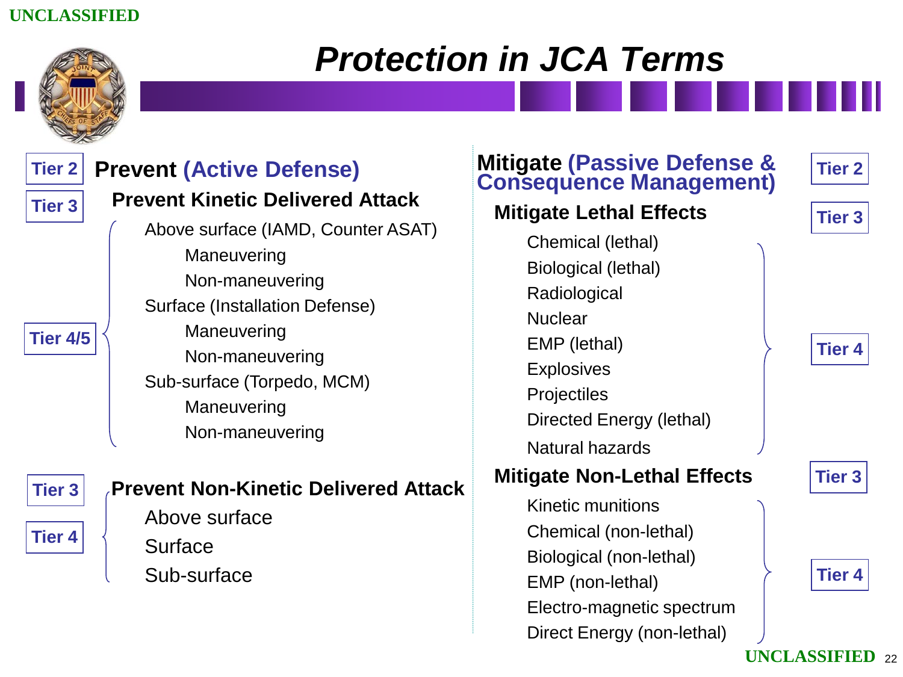# Protection in JCA Terms

## Prevent (Active Defense) — Tier 2

### Prevent Kinetic Delivered Attack — Tier 3

Tier 4/5:

- Above surface (IAMD, Counter ASAT)
  - Maneuvering
  - Non-maneuvering
- Surface (Installation Defense)
  - Maneuvering
  - Non-maneuvering
- Sub-surface (Torpedo, MCM)
  - Maneuvering
  - Non-maneuvering

### Prevent Non-Kinetic Delivered Attack — Tier 3

Tier 4:

- Above surface
- Surface
- Sub-surface

## Mitigate (Passive Defense & Consequence Management) — Tier 2

### Mitigate Lethal Effects — Tier 3

Tier 4:

- Chemical (lethal)
- Biological (lethal)
- Radiological
- Nuclear
- EMP (lethal)
- Explosives
- Projectiles
- Directed Energy (lethal)
- Natural hazards

### Mitigate Non-Lethal Effects — Tier 3

Tier 4:

- Kinetic munitions
- Chemical (non-lethal)
- Biological (non-lethal)
- EMP (non-lethal)
- Electro-magnetic spectrum
- Direct Energy (non-lethal)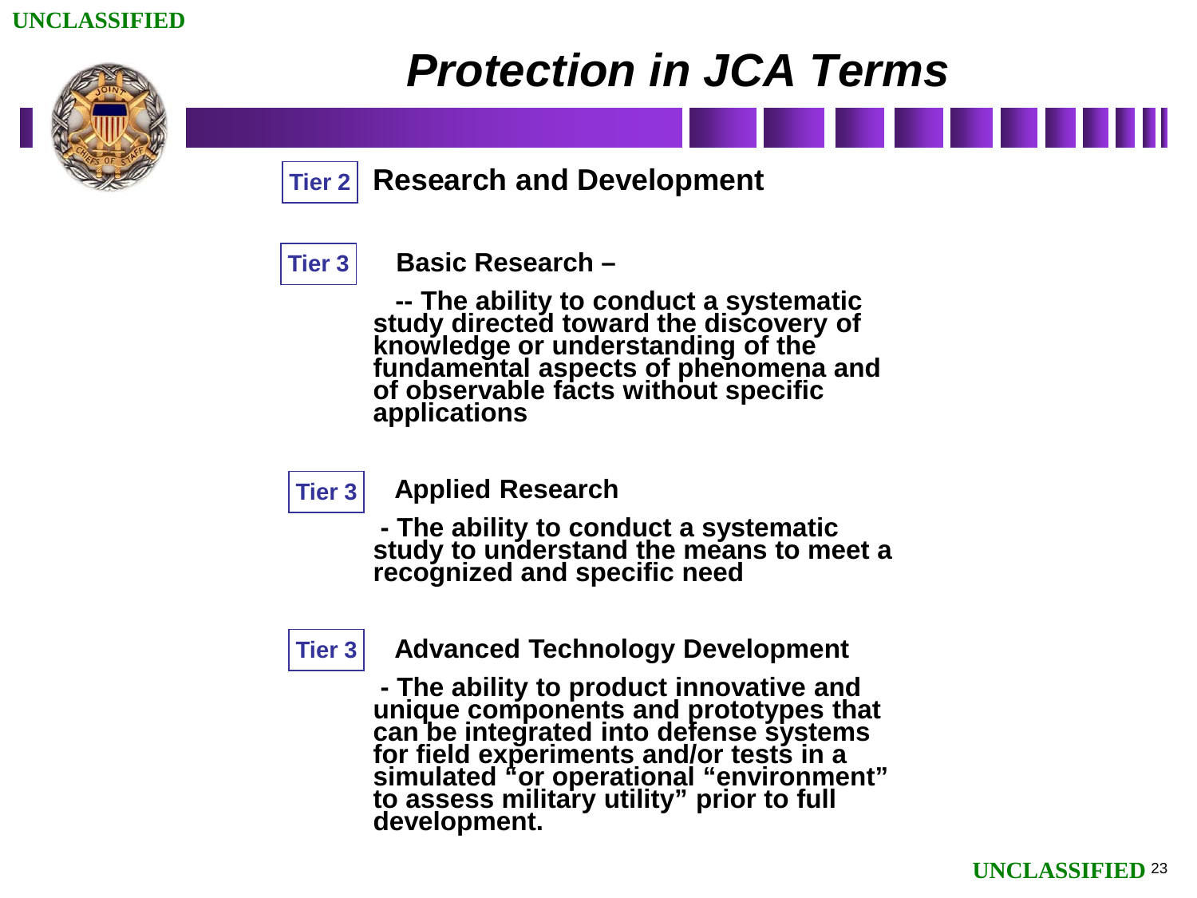# Protection in JCA Terms

**Tier 2** **Research and Development**

**Tier 3** **Basic Research –**

**-- The ability to conduct a systematic study directed toward the discovery of knowledge or understanding of the fundamental aspects of phenomena and of observable facts without specific applications**

**Tier 3** **Applied Research**

**- The ability to conduct a systematic study to understand the means to meet a recognized and specific need**

**Tier 3** **Advanced Technology Development**

**- The ability to product innovative and unique components and prototypes that can be integrated into defense systems for field experiments and/or tests in a simulated "or operational "environment" to assess military utility" prior to full development.**